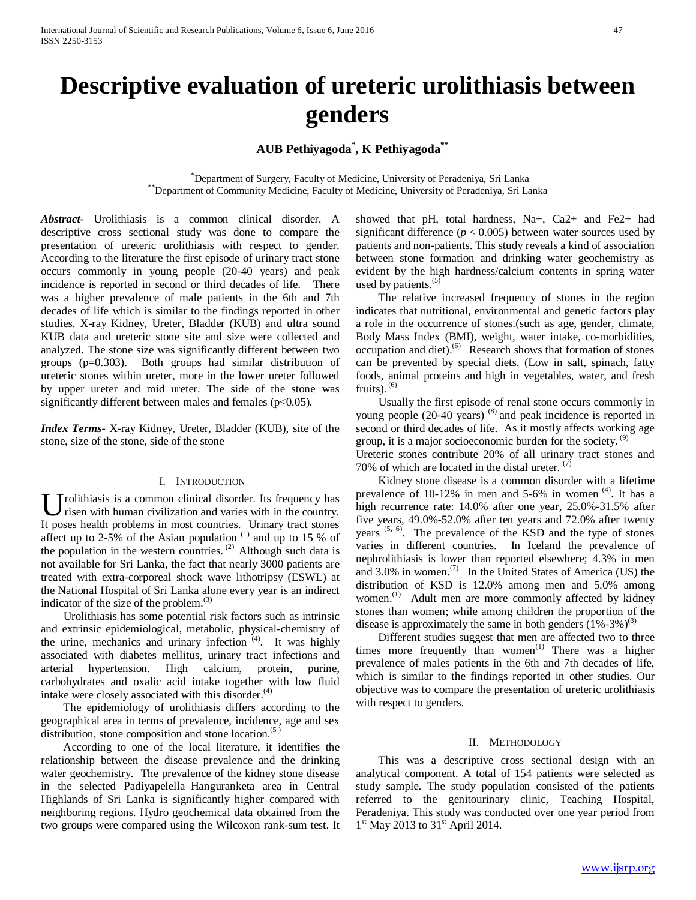# Descriptive evaluation of ureteric urolithiasis between genders

**AUB Pethiyagoda[*], K Pethiyagoda[**]**

[*]Department of Surgery, Faculty of Medicine, University of Peradeniya, Sri Lanka
[**]Department of Community Medicine, Faculty of Medicine, University of Peradeniya, Sri Lanka

***Abstract-*** Urolithiasis is a common clinical disorder. A descriptive cross sectional study was done to compare the presentation of ureteric urolithiasis with respect to gender. According to the literature the first episode of urinary tract stone occurs commonly in young people (20-40 years) and peak incidence is reported in second or third decades of life. There was a higher prevalence of male patients in the 6th and 7th decades of life which is similar to the findings reported in other studies. X-ray Kidney, Ureter, Bladder (KUB) and ultra sound KUB data and ureteric stone site and size were collected and analyzed. The stone size was significantly different between two groups (p=0.303). Both groups had similar distribution of ureteric stones within ureter, more in the lower ureter followed by upper ureter and mid ureter. The side of the stone was significantly different between males and females (p<0.05).

***Index Terms***- X-ray Kidney, Ureter, Bladder (KUB), site of the stone, size of the stone, side of the stone

## I. Introduction

Urolithiasis is a common clinical disorder. Its frequency has risen with human civilization and varies with in the country. It poses health problems in most countries. Urinary tract stones affect up to 2-5% of the Asian population [(1)] and up to 15 % of the population in the western countries. [(2)] Although such data is not available for Sri Lanka, the fact that nearly 3000 patients are treated with extra-corporeal shock wave lithotripsy (ESWL) at the National Hospital of Sri Lanka alone every year is an indirect indicator of the size of the problem.[(3)]

Urolithiasis has some potential risk factors such as intrinsic and extrinsic epidemiological, metabolic, physical-chemistry of the urine, mechanics and urinary infection [(4)]. It was highly associated with diabetes mellitus, urinary tract infections and arterial hypertension. High calcium, protein, purine, carbohydrates and oxalic acid intake together with low fluid intake were closely associated with this disorder.[(4)]

The epidemiology of urolithiasis differs according to the geographical area in terms of prevalence, incidence, age and sex distribution, stone composition and stone location.[(5)]

According to one of the local literature, it identifies the relationship between the disease prevalence and the drinking water geochemistry. The prevalence of the kidney stone disease in the selected Padiyapelella–Hanguranketa area in Central Highlands of Sri Lanka is significantly higher compared with neighboring regions. Hydro geochemical data obtained from the two groups were compared using the Wilcoxon rank-sum test. It showed that pH, total hardness, $Na^+$, $Ca^{2+}$ and $Fe^{2+}$ had significant difference ($p < 0.005$) between water sources used by patients and non-patients. This study reveals a kind of association between stone formation and drinking water geochemistry as evident by the high hardness/calcium contents in spring water used by patients.[(5)]

The relative increased frequency of stones in the region indicates that nutritional, environmental and genetic factors play a role in the occurrence of stones.(such as age, gender, climate, Body Mass Index (BMI), weight, water intake, co-morbidities, occupation and diet).[(6)] Research shows that formation of stones can be prevented by special diets. (Low in salt, spinach, fatty foods, animal proteins and high in vegetables, water, and fresh fruits). [(6)]

Usually the first episode of renal stone occurs commonly in young people (20-40 years) [(8)] and peak incidence is reported in second or third decades of life. As it mostly affects working age group, it is a major socioeconomic burden for the society. [(9)]
Ureteric stones contribute 20% of all urinary tract stones and 70% of which are located in the distal ureter. [(7)]

Kidney stone disease is a common disorder with a lifetime prevalence of 10-12% in men and 5-6% in women [(4)]. It has a high recurrence rate: 14.0% after one year, 25.0%-31.5% after five years, 49.0%-52.0% after ten years and 72.0% after twenty years [(5, 6)]. The prevalence of the KSD and the type of stones varies in different countries. In Iceland the prevalence of nephrolithiasis is lower than reported elsewhere; 4.3% in men and 3.0% in women.[(7)] In the United States of America (US) the distribution of KSD is 12.0% among men and 5.0% among women.[(1)] Adult men are more commonly affected by kidney stones than women; while among children the proportion of the disease is approximately the same in both genders (1%-3%)[(8)]

Different studies suggest that men are affected two to three times more frequently than women[(1)] There was a higher prevalence of males patients in the 6th and 7th decades of life, which is similar to the findings reported in other studies. Our objective was to compare the presentation of ureteric urolithiasis with respect to genders.

## II. Methodology

This was a descriptive cross sectional design with an analytical component. A total of 154 patients were selected as study sample. The study population consisted of the patients referred to the genitourinary clinic, Teaching Hospital, Peradeniya. This study was conducted over one year period from 1st May 2013 to 31st April 2014.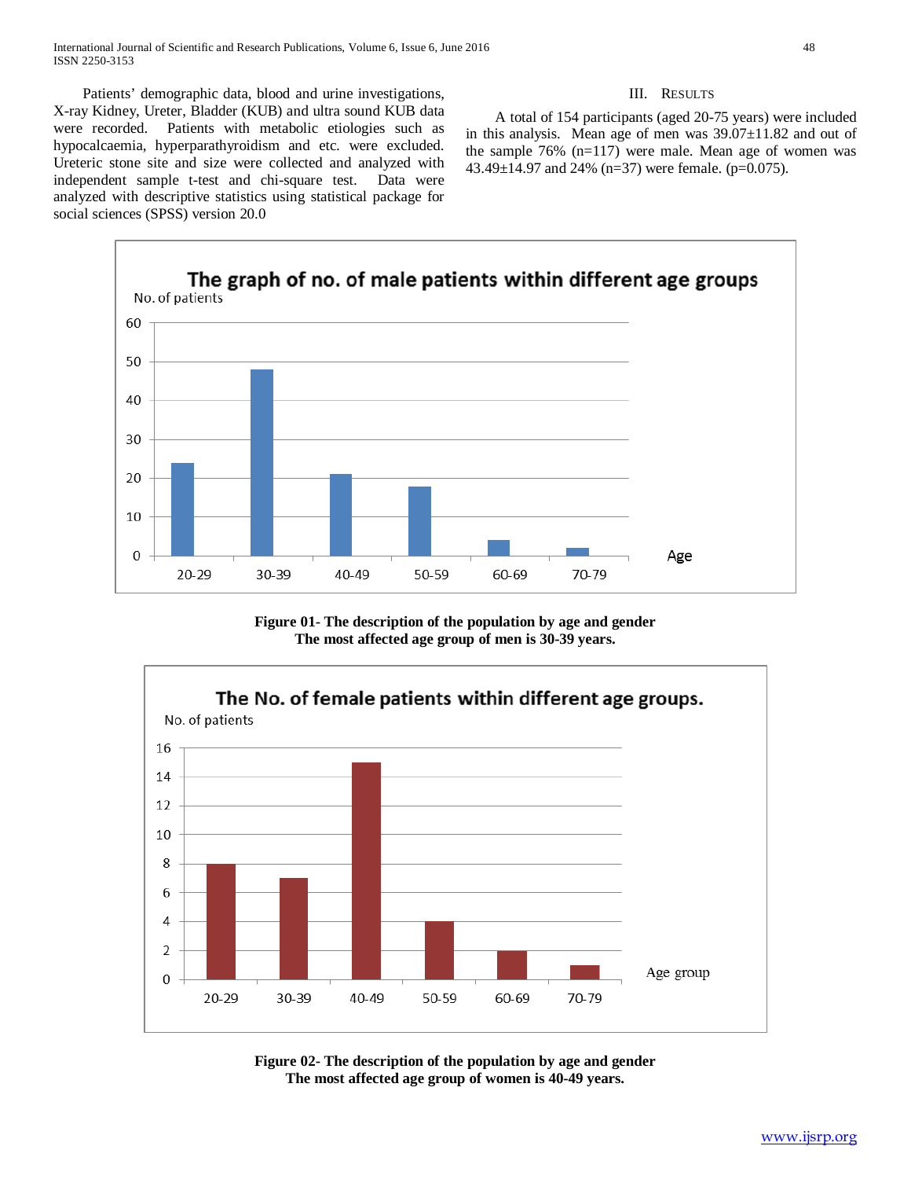Patients' demographic data, blood and urine investigations, X-ray Kidney, Ureter, Bladder (KUB) and ultra sound KUB data were recorded. Patients with metabolic etiologies such as hypocalcaemia, hyperparathyroidism and etc. were excluded. Ureteric stone site and size were collected and analyzed with independent sample t-test and chi-square test. Data were analyzed with descriptive statistics using statistical package for social sciences (SPSS) version 20.0

## III. Results

A total of 154 participants (aged 20-75 years) were included in this analysis. Mean age of men was 39.07±11.82 and out of the sample 76% (n=117) were male. Mean age of women was 43.49±14.97 and 24% (n=37) were female. (p=0.075).

**The graph of no. of male patients within different age groups**

**Figure 01- The description of the population by age and gender**
**The most affected age group of men is 30-39 years.**

**The No. of female patients within different age groups.**

**Figure 02- The description of the population by age and gender**
**The most affected age group of women is 40-49 years.**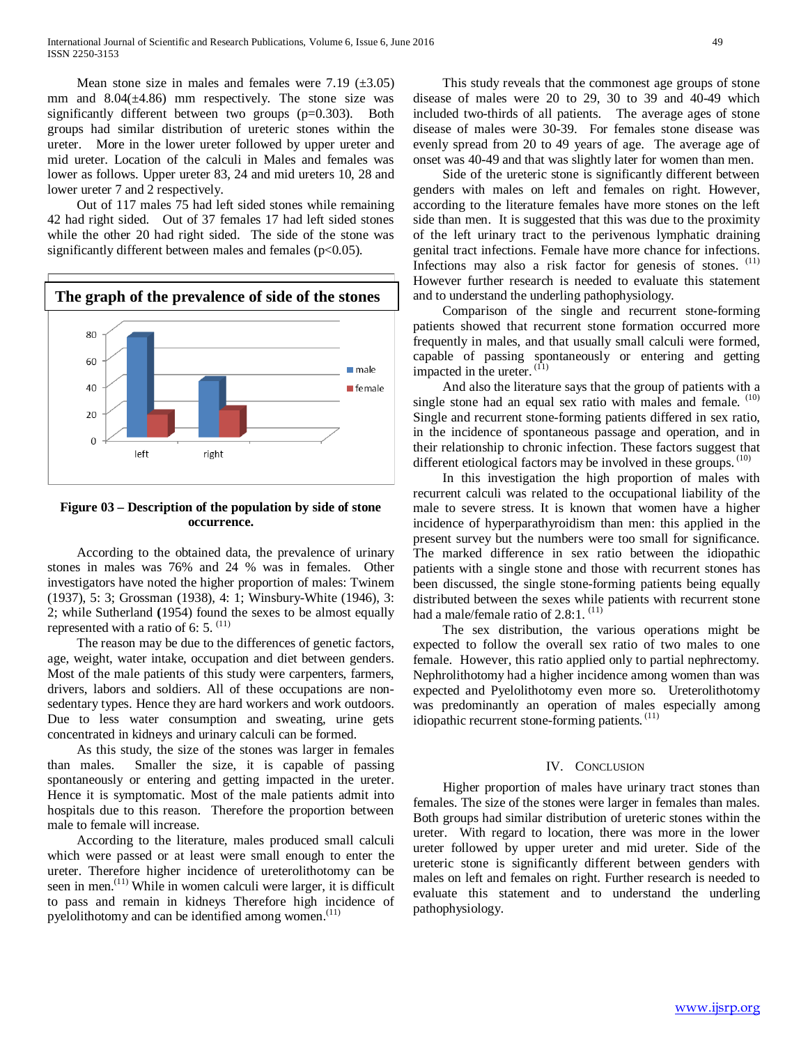Mean stone size in males and females were 7.19 (±3.05) mm and 8.04(±4.86) mm respectively. The stone size was significantly different between two groups (p=0.303). Both groups had similar distribution of ureteric stones within the ureter. More in the lower ureter followed by upper ureter and mid ureter. Location of the calculi in Males and females was lower as follows. Upper ureter 83, 24 and mid ureters 10, 28 and lower ureter 7 and 2 respectively.

Out of 117 males 75 had left sided stones while remaining 42 had right sided. Out of 37 females 17 had left sided stones while the other 20 had right sided. The side of the stone was significantly different between males and females (p<0.05).

**The graph of the prevalence of side of the stones**

| | male | female |
|---|---|---|
| left | 75 | 17 |
| right | 42 | 20 |

**Figure 03 – Description of the population by side of stone occurrence.**

According to the obtained data, the prevalence of urinary stones in males was 76% and 24 % was in females. Other investigators have noted the higher proportion of males: Twinem (1937), 5: 3; Grossman (1938), 4: 1; Winsbury-White (1946), 3: 2; while Sutherland **(**1954) found the sexes to be almost equally represented with a ratio of 6: 5. [11]

The reason may be due to the differences of genetic factors, age, weight, water intake, occupation and diet between genders. Most of the male patients of this study were carpenters, farmers, drivers, labors and soldiers. All of these occupations are non-sedentary types. Hence they are hard workers and work outdoors. Due to less water consumption and sweating, urine gets concentrated in kidneys and urinary calculi can be formed.

As this study, the size of the stones was larger in females than males. Smaller the size, it is capable of passing spontaneously or entering and getting impacted in the ureter. Hence it is symptomatic. Most of the male patients admit into hospitals due to this reason. Therefore the proportion between male to female will increase.

According to the literature, males produced small calculi which were passed or at least were small enough to enter the ureter. Therefore higher incidence of ureterolithotomy can be seen in men.[11] While in women calculi were larger, it is difficult to pass and remain in kidneys Therefore high incidence of pyelolithotomy and can be identified among women.[11]

This study reveals that the commonest age groups of stone disease of males were 20 to 29, 30 to 39 and 40-49 which included two-thirds of all patients. The average ages of stone disease of males were 30-39. For females stone disease was evenly spread from 20 to 49 years of age. The average age of onset was 40-49 and that was slightly later for women than men.

Side of the ureteric stone is significantly different between genders with males on left and females on right. However, according to the literature females have more stones on the left side than men. It is suggested that this was due to the proximity of the left urinary tract to the perivenous lymphatic draining genital tract infections. Female have more chance for infections. Infections may also a risk factor for genesis of stones. [11] However further research is needed to evaluate this statement and to understand the underling pathophysiology.

Comparison of the single and recurrent stone-forming patients showed that recurrent stone formation occurred more frequently in males, and that usually small calculi were formed, capable of passing spontaneously or entering and getting impacted in the ureter. [11]

And also the literature says that the group of patients with a single stone had an equal sex ratio with males and female. [10] Single and recurrent stone-forming patients differed in sex ratio, in the incidence of spontaneous passage and operation, and in their relationship to chronic infection. These factors suggest that different etiological factors may be involved in these groups. [10]

In this investigation the high proportion of males with recurrent calculi was related to the occupational liability of the male to severe stress. It is known that women have a higher incidence of hyperparathyroidism than men: this applied in the present survey but the numbers were too small for significance. The marked difference in sex ratio between the idiopathic patients with a single stone and those with recurrent stones has been discussed, the single stone-forming patients being equally distributed between the sexes while patients with recurrent stone had a male/female ratio of 2.8:1. [11]

The sex distribution, the various operations might be expected to follow the overall sex ratio of two males to one female. However, this ratio applied only to partial nephrectomy. Nephrolithotomy had a higher incidence among women than was expected and Pyelolithotomy even more so. Ureterolithotomy was predominantly an operation of males especially among idiopathic recurrent stone-forming patients. [11]

## IV. Conclusion

Higher proportion of males have urinary tract stones than females. The size of the stones were larger in females than males. Both groups had similar distribution of ureteric stones within the ureter. With regard to location, there was more in the lower ureter followed by upper ureter and mid ureter. Side of the ureteric stone is significantly different between genders with males on left and females on right. Further research is needed to evaluate this statement and to understand the underling pathophysiology.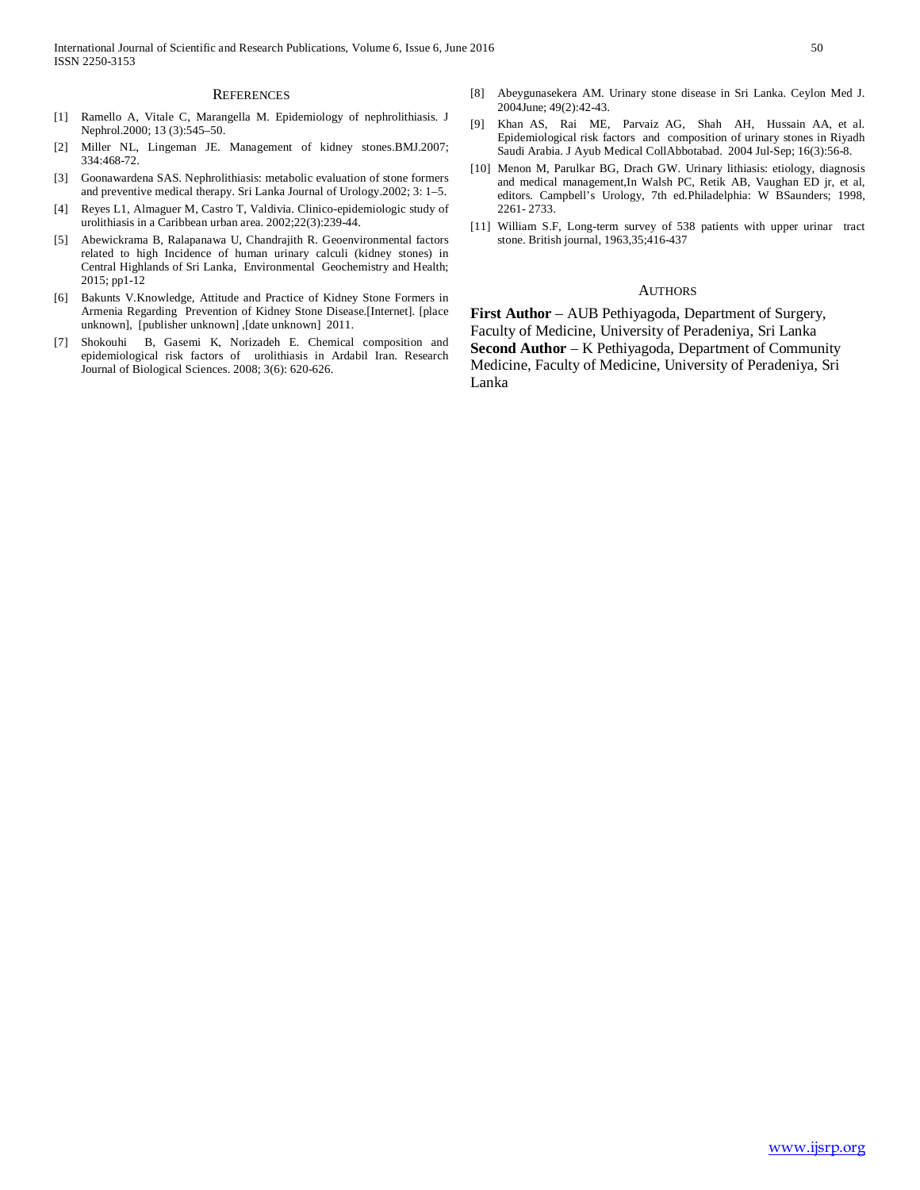## REFERENCES

[1] Ramello A, Vitale C, Marangella M. Epidemiology of nephrolithiasis. J Nephrol.2000; 13 (3):545–50.

[2] Miller NL, Lingeman JE. Management of kidney stones.BMJ.2007; 334:468-72.

[3] Goonawardena SAS. Nephrolithiasis: metabolic evaluation of stone formers and preventive medical therapy. Sri Lanka Journal of Urology.2002; 3: 1–5.

[4] Reyes L1, Almaguer M, Castro T, Valdivia. Clinico-epidemiologic study of urolithiasis in a Caribbean urban area. 2002;22(3):239-44.

[5] Abewickrama B, Ralapanawa U, Chandrajith R. Geoenvironmental factors related to high Incidence of human urinary calculi (kidney stones) in Central Highlands of Sri Lanka, Environmental Geochemistry and Health; 2015; pp1-12

[6] Bakunts V.Knowledge, Attitude and Practice of Kidney Stone Formers in Armenia Regarding Prevention of Kidney Stone Disease.[Internet]. [place unknown], [publisher unknown] ,[date unknown] 2011.

[7] Shokouhi B, Gasemi K, Norizadeh E. Chemical composition and epidemiological risk factors of urolithiasis in Ardabil Iran. Research Journal of Biological Sciences. 2008; 3(6): 620-626.

[8] Abeygunasekera AM. Urinary stone disease in Sri Lanka. Ceylon Med J. 2004June; 49(2):42-43.

[9] Khan AS, Rai ME, Parvaiz AG, Shah AH, Hussain AA, et al. Epidemiological risk factors and composition of urinary stones in Riyadh Saudi Arabia. J Ayub Medical CollAbbotabad. 2004 Jul-Sep; 16(3):56-8.

[10] Menon M, Parulkar BG, Drach GW. Urinary lithiasis: etiology, diagnosis and medical management,In Walsh PC, Retik AB, Vaughan ED jr, et al, editors. Campbell's Urology, 7th ed.Philadelphia: W BSaunders; 1998, 2261- 2733.

[11] William S.F, Long-term survey of 538 patients with upper urinar tract stone. British journal, 1963,35;416-437

## AUTHORS

**First Author** – AUB Pethiyagoda, Department of Surgery, Faculty of Medicine, University of Peradeniya, Sri Lanka
**Second Author** – K Pethiyagoda, Department of Community Medicine, Faculty of Medicine, University of Peradeniya, Sri Lanka